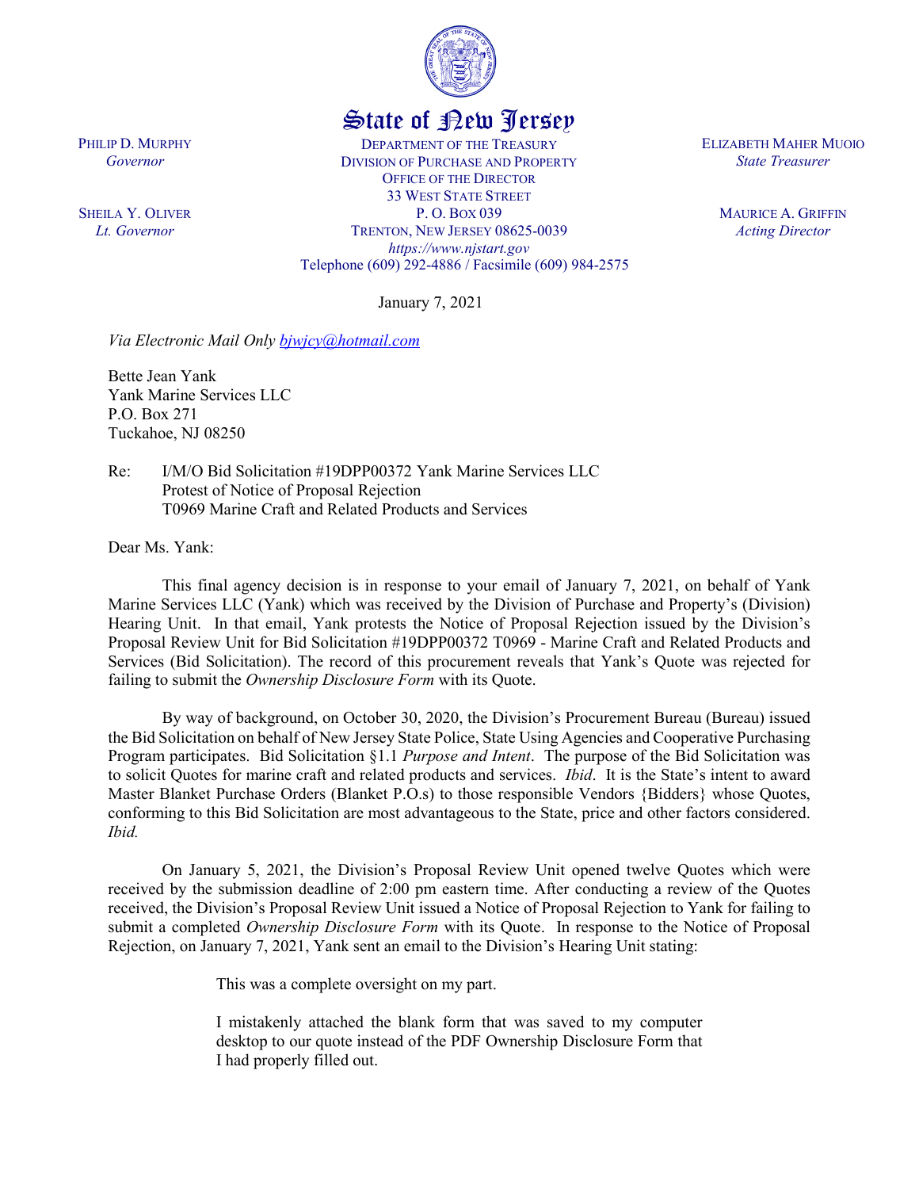# State of New Jersey

PHILIP D. MURPHY
*Governor*

SHEILA Y. OLIVER
*Lt. Governor*

DEPARTMENT OF THE TREASURY
DIVISION OF PURCHASE AND PROPERTY
OFFICE OF THE DIRECTOR
33 WEST STATE STREET
P. O. BOX 039
TRENTON, NEW JERSEY 08625-0039
*https://www.njstart.gov*
Telephone (609) 292-4886 / Facsimile (609) 984-2575

ELIZABETH MAHER MUOIO
*State Treasurer*

MAURICE A. GRIFFIN
*Acting Director*

January 7, 2021

*Via Electronic Mail Only bjwjcy@hotmail.com*

Bette Jean Yank
Yank Marine Services LLC
P.O. Box 271
Tuckahoe, NJ 08250

Re: I/M/O Bid Solicitation #19DPP00372 Yank Marine Services LLC
Protest of Notice of Proposal Rejection
T0969 Marine Craft and Related Products and Services

Dear Ms. Yank:

This final agency decision is in response to your email of January 7, 2021, on behalf of Yank Marine Services LLC (Yank) which was received by the Division of Purchase and Property's (Division) Hearing Unit. In that email, Yank protests the Notice of Proposal Rejection issued by the Division's Proposal Review Unit for Bid Solicitation #19DPP00372 T0969 - Marine Craft and Related Products and Services (Bid Solicitation). The record of this procurement reveals that Yank's Quote was rejected for failing to submit the *Ownership Disclosure Form* with its Quote.

By way of background, on October 30, 2020, the Division's Procurement Bureau (Bureau) issued the Bid Solicitation on behalf of New Jersey State Police, State Using Agencies and Cooperative Purchasing Program participates. Bid Solicitation §1.1 *Purpose and Intent*. The purpose of the Bid Solicitation was to solicit Quotes for marine craft and related products and services. *Ibid*. It is the State's intent to award Master Blanket Purchase Orders (Blanket P.O.s) to those responsible Vendors {Bidders} whose Quotes, conforming to this Bid Solicitation are most advantageous to the State, price and other factors considered. *Ibid.*

On January 5, 2021, the Division's Proposal Review Unit opened twelve Quotes which were received by the submission deadline of 2:00 pm eastern time. After conducting a review of the Quotes received, the Division's Proposal Review Unit issued a Notice of Proposal Rejection to Yank for failing to submit a completed *Ownership Disclosure Form* with its Quote. In response to the Notice of Proposal Rejection, on January 7, 2021, Yank sent an email to the Division's Hearing Unit stating:

> This was a complete oversight on my part.
>
> I mistakenly attached the blank form that was saved to my computer desktop to our quote instead of the PDF Ownership Disclosure Form that I had properly filled out.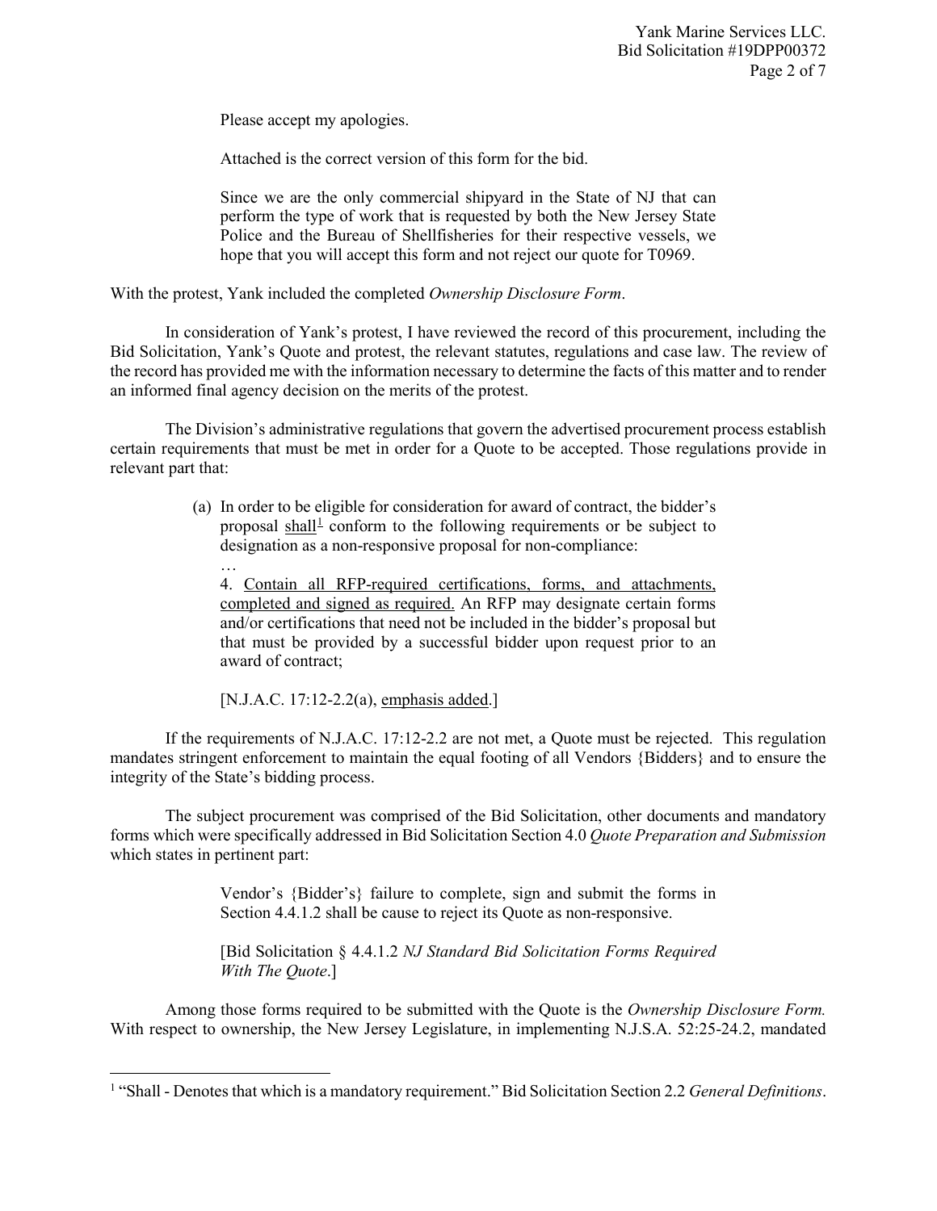> Please accept my apologies.
>
> Attached is the correct version of this form for the bid.
>
> Since we are the only commercial shipyard in the State of NJ that can perform the type of work that is requested by both the New Jersey State Police and the Bureau of Shellfisheries for their respective vessels, we hope that you will accept this form and not reject our quote for T0969.

With the protest, Yank included the completed *Ownership Disclosure Form*.

In consideration of Yank's protest, I have reviewed the record of this procurement, including the Bid Solicitation, Yank's Quote and protest, the relevant statutes, regulations and case law. The review of the record has provided me with the information necessary to determine the facts of this matter and to render an informed final agency decision on the merits of the protest.

The Division's administrative regulations that govern the advertised procurement process establish certain requirements that must be met in order for a Quote to be accepted. Those regulations provide in relevant part that:

> (a) In order to be eligible for consideration for award of contract, the bidder's proposal shall[1] conform to the following requirements or be subject to designation as a non-responsive proposal for non-compliance:
>
> …
>
> 4. Contain all RFP-required certifications, forms, and attachments, completed and signed as required. An RFP may designate certain forms and/or certifications that need not be included in the bidder's proposal but that must be provided by a successful bidder upon request prior to an award of contract;
>
> [N.J.A.C. 17:12-2.2(a), emphasis added.]

If the requirements of N.J.A.C. 17:12-2.2 are not met, a Quote must be rejected. This regulation mandates stringent enforcement to maintain the equal footing of all Vendors {Bidders} and to ensure the integrity of the State's bidding process.

The subject procurement was comprised of the Bid Solicitation, other documents and mandatory forms which were specifically addressed in Bid Solicitation Section 4.0 *Quote Preparation and Submission* which states in pertinent part:

> Vendor's {Bidder's} failure to complete, sign and submit the forms in Section 4.4.1.2 shall be cause to reject its Quote as non-responsive.
>
> [Bid Solicitation § 4.4.1.2 *NJ Standard Bid Solicitation Forms Required With The Quote*.]

Among those forms required to be submitted with the Quote is the *Ownership Disclosure Form.* With respect to ownership, the New Jersey Legislature, in implementing N.J.S.A. 52:25-24.2, mandated

---

[1] "Shall - Denotes that which is a mandatory requirement." Bid Solicitation Section 2.2 *General Definitions*.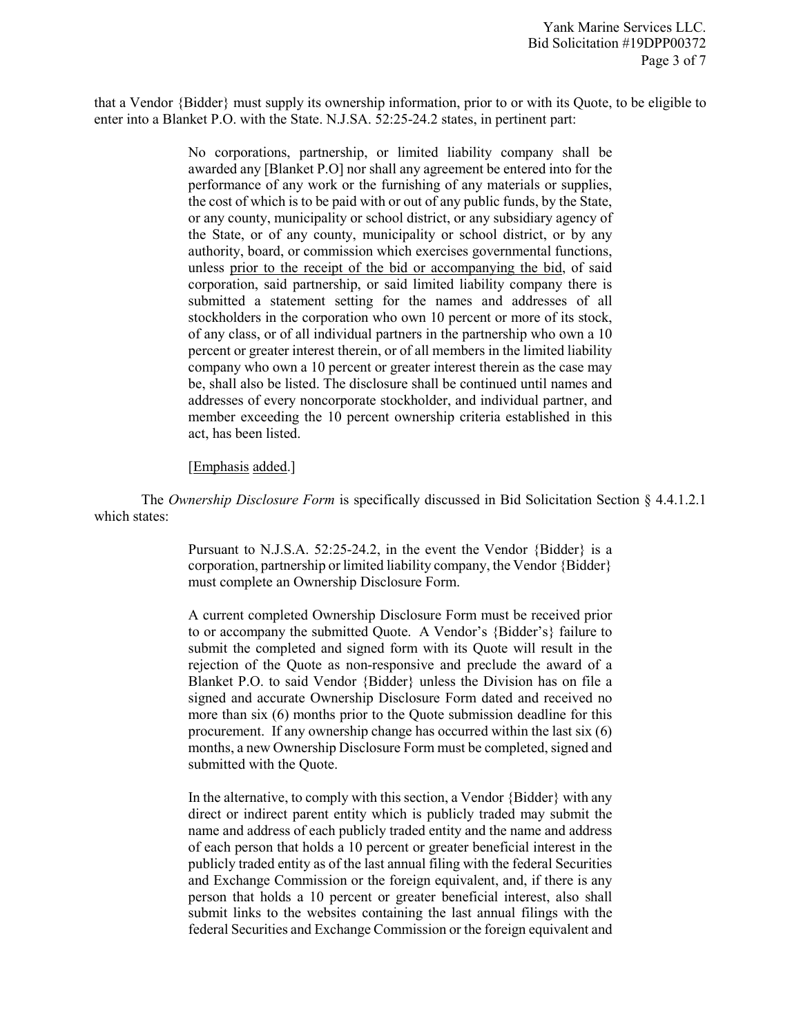that a Vendor {Bidder} must supply its ownership information, prior to or with its Quote, to be eligible to enter into a Blanket P.O. with the State. N.J.SA. 52:25-24.2 states, in pertinent part:

> No corporations, partnership, or limited liability company shall be awarded any [Blanket P.O] nor shall any agreement be entered into for the performance of any work or the furnishing of any materials or supplies, the cost of which is to be paid with or out of any public funds, by the State, or any county, municipality or school district, or any subsidiary agency of the State, or of any county, municipality or school district, or by any authority, board, or commission which exercises governmental functions, unless <u>prior to the receipt of the bid or accompanying the bid</u>, of said corporation, said partnership, or said limited liability company there is submitted a statement setting for the names and addresses of all stockholders in the corporation who own 10 percent or more of its stock, of any class, or of all individual partners in the partnership who own a 10 percent or greater interest therein, or of all members in the limited liability company who own a 10 percent or greater interest therein as the case may be, shall also be listed. The disclosure shall be continued until names and addresses of every noncorporate stockholder, and individual partner, and member exceeding the 10 percent ownership criteria established in this act, has been listed.
>
> [<u>Emphasis</u> <u>added</u>.]

The *Ownership Disclosure Form* is specifically discussed in Bid Solicitation Section § 4.4.1.2.1 which states:

> Pursuant to N.J.S.A. 52:25-24.2, in the event the Vendor {Bidder} is a corporation, partnership or limited liability company, the Vendor {Bidder} must complete an Ownership Disclosure Form.
>
> A current completed Ownership Disclosure Form must be received prior to or accompany the submitted Quote. A Vendor's {Bidder's} failure to submit the completed and signed form with its Quote will result in the rejection of the Quote as non-responsive and preclude the award of a Blanket P.O. to said Vendor {Bidder} unless the Division has on file a signed and accurate Ownership Disclosure Form dated and received no more than six (6) months prior to the Quote submission deadline for this procurement. If any ownership change has occurred within the last six (6) months, a new Ownership Disclosure Form must be completed, signed and submitted with the Quote.
>
> In the alternative, to comply with this section, a Vendor {Bidder} with any direct or indirect parent entity which is publicly traded may submit the name and address of each publicly traded entity and the name and address of each person that holds a 10 percent or greater beneficial interest in the publicly traded entity as of the last annual filing with the federal Securities and Exchange Commission or the foreign equivalent, and, if there is any person that holds a 10 percent or greater beneficial interest, also shall submit links to the websites containing the last annual filings with the federal Securities and Exchange Commission or the foreign equivalent and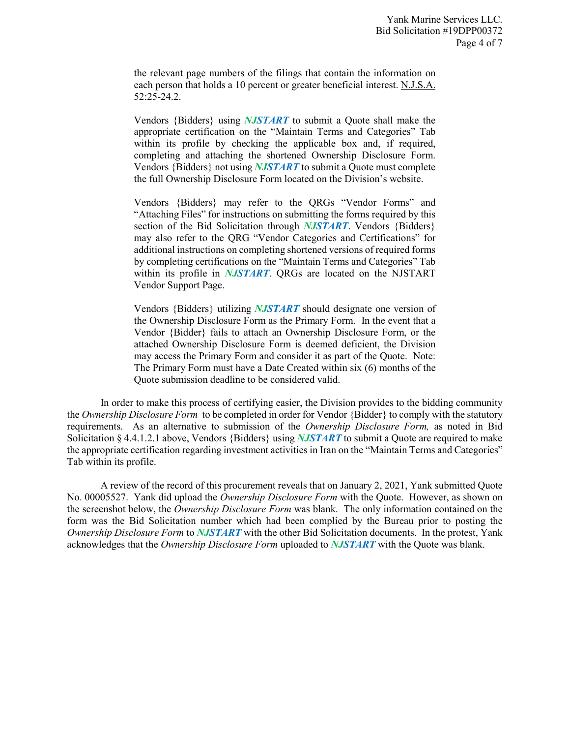the relevant page numbers of the filings that contain the information on each person that holds a 10 percent or greater beneficial interest. N.J.S.A. 52:25-24.2.

> Vendors {Bidders} using ***NJSTART*** to submit a Quote shall make the appropriate certification on the "Maintain Terms and Categories" Tab within its profile by checking the applicable box and, if required, completing and attaching the shortened Ownership Disclosure Form. Vendors {Bidders} not using ***NJSTART*** to submit a Quote must complete the full Ownership Disclosure Form located on the Division's website.
>
> Vendors {Bidders} may refer to the QRGs "Vendor Forms" and "Attaching Files" for instructions on submitting the forms required by this section of the Bid Solicitation through ***NJSTART***. Vendors {Bidders} may also refer to the QRG "Vendor Categories and Certifications" for additional instructions on completing shortened versions of required forms by completing certifications on the "Maintain Terms and Categories" Tab within its profile in ***NJSTART***. QRGs are located on the NJSTART Vendor Support Page.
>
> Vendors {Bidders} utilizing ***NJSTART*** should designate one version of the Ownership Disclosure Form as the Primary Form. In the event that a Vendor {Bidder} fails to attach an Ownership Disclosure Form, or the attached Ownership Disclosure Form is deemed deficient, the Division may access the Primary Form and consider it as part of the Quote. Note: The Primary Form must have a Date Created within six (6) months of the Quote submission deadline to be considered valid.

In order to make this process of certifying easier, the Division provides to the bidding community the *Ownership Disclosure Form* to be completed in order for Vendor {Bidder} to comply with the statutory requirements. As an alternative to submission of the *Ownership Disclosure Form,* as noted in Bid Solicitation § 4.4.1.2.1 above, Vendors {Bidders} using ***NJSTART*** to submit a Quote are required to make the appropriate certification regarding investment activities in Iran on the "Maintain Terms and Categories" Tab within its profile.

A review of the record of this procurement reveals that on January 2, 2021, Yank submitted Quote No. 00005527. Yank did upload the *Ownership Disclosure Form* with the Quote. However, as shown on the screenshot below, the *Ownership Disclosure Form* was blank. The only information contained on the form was the Bid Solicitation number which had been complied by the Bureau prior to posting the *Ownership Disclosure Form* to ***NJSTART*** with the other Bid Solicitation documents. In the protest, Yank acknowledges that the *Ownership Disclosure Form* uploaded to ***NJSTART*** with the Quote was blank.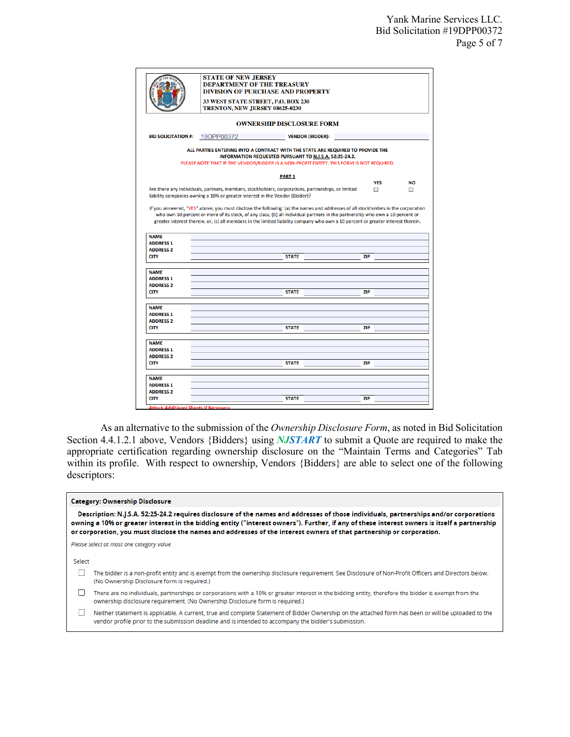**STATE OF NEW JERSEY**
**DEPARTMENT OF THE TREASURY**
**DIVISION OF PURCHASE AND PROPERTY**
**33 WEST STATE STREET, P.O. BOX 230**
**TRENTON, NEW JERSEY 08625-0230**

## OWNERSHIP DISCLOSURE FORM

**BID SOLICITATION #:** 19DPP00372 **VENDOR {BIDDER}:**

**ALL PARTIES ENTERING INTO A CONTRACT WITH THE STATE ARE REQUIRED TO PROVIDE THE INFORMATION REQUESTED PURSUANT TO N.J.S.A. 52:25-24.2.**

PLEASE NOTE THAT IF THE VENDOR/BIDDER IS A NON-PROFIT ENTITY, THIS FORM IS NOT REQUIRED.

**PART 1**

| | YES | NO |
|---|---|---|
| Are there any individuals, partners, members, stockholders, corporations, partnerships, or limited liability companies owning a 10% or greater interest in the Vendor {Bidder}? | ☐ | ☐ |

If you answered, "YES" above, you must disclose the following: (a) the names and addresses of all stockholders in the corporation who own 10 percent or more of its stock, of any class; (b) all individual partners in the partnership who own a 10 percent or greater interest therein; or, (c) all members in the limited liability company who own a 10 percent or greater interest therein.

| | | | | | |
|---|---|---|---|---|---|
| **NAME** | | | | | |
| **ADDRESS 1** | | | | | |
| **ADDRESS 2** | | | | | |
| **CITY** | | **STATE** | | **ZIP** | |

| | | | | | |
|---|---|---|---|---|---|
| **NAME** | | | | | |
| **ADDRESS 1** | | | | | |
| **ADDRESS 2** | | | | | |
| **CITY** | | **STATE** | | **ZIP** | |

| | | | | | |
|---|---|---|---|---|---|
| **NAME** | | | | | |
| **ADDRESS 1** | | | | | |
| **ADDRESS 2** | | | | | |
| **CITY** | | **STATE** | | **ZIP** | |

| | | | | | |
|---|---|---|---|---|---|
| **NAME** | | | | | |
| **ADDRESS 1** | | | | | |
| **ADDRESS 2** | | | | | |
| **CITY** | | **STATE** | | **ZIP** | |

| | | | | | |
|---|---|---|---|---|---|
| **NAME** | | | | | |
| **ADDRESS 1** | | | | | |
| **ADDRESS 2** | | | | | |
| **CITY** | | **STATE** | | **ZIP** | |

*Attach Additional Sheets If Necessary*

As an alternative to the submission of the *Ownership Disclosure Form*, as noted in Bid Solicitation Section 4.4.1.2.1 above, Vendors {Bidders} using ***NJSTART*** to submit a Quote are required to make the appropriate certification regarding ownership disclosure on the "Maintain Terms and Categories" Tab within its profile. With respect to ownership, Vendors {Bidders} are able to select one of the following descriptors:

**Category: Ownership Disclosure**

**Description: N.J.S.A. 52:25-24.2 requires disclosure of the names and addresses of those individuals, partnerships and/or corporations owning a 10% or greater interest in the bidding entity ("interest owners"). Further, if any of these interest owners is itself a partnership or corporation, you must disclose the names and addresses of the interest owners of that partnership or corporation.**

*Please select at most one category value*

Select

- ☐ The bidder is a non-profit entity and is exempt from the ownership disclosure requirement. See Disclosure of Non-Profit Officers and Directors below. (No Ownership Disclosure form is required.)
- ☐ There are no individuals, partnerships or corporations with a 10% or greater interest in the bidding entity, therefore the bidder is exempt from the ownership disclosure requirement. (No Ownership Disclosure form is required.)
- ☐ Neither statement is applicable. A current, true and complete Statement of Bidder Ownership on the attached form has been or will be uploaded to the vendor profile prior to the submission deadline and is intended to accompany the bidder's submission.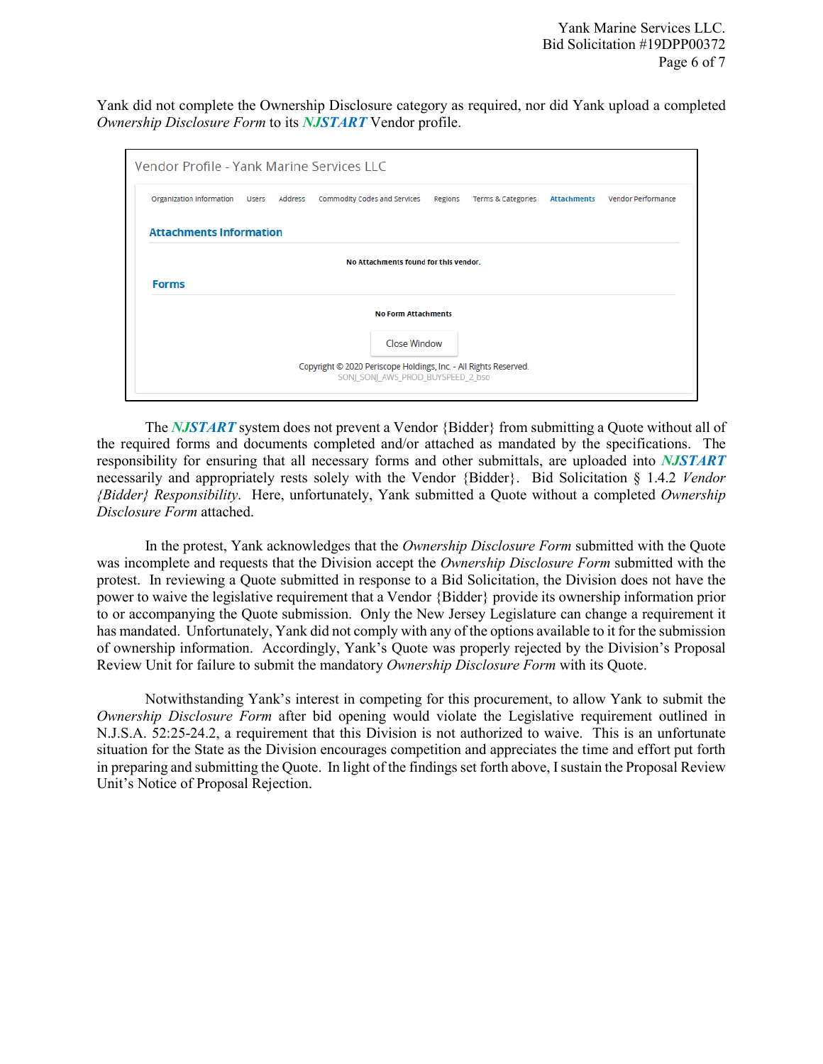Yank did not complete the Ownership Disclosure category as required, nor did Yank upload a completed *Ownership Disclosure Form* to its ***NJSTART*** Vendor profile.

> Vendor Profile - Yank Marine Services LLC
>
> Organization Information | Users | Address | Commodity Codes and Services | Regions | Terms & Categories | **Attachments** | Vendor Performance
>
> **Attachments Information**
>
> **No Attachments found for this vendor.**
>
> **Forms**
>
> **No Form Attachments**
>
> Close Window
>
> Copyright © 2020 Periscope Holdings, Inc. - All Rights Reserved.
> SONJ_SONJ_AWS_PROD_BUYSPEED_2_bso

The ***NJSTART*** system does not prevent a Vendor {Bidder} from submitting a Quote without all of the required forms and documents completed and/or attached as mandated by the specifications. The responsibility for ensuring that all necessary forms and other submittals, are uploaded into ***NJSTART*** necessarily and appropriately rests solely with the Vendor {Bidder}. Bid Solicitation § 1.4.2 *Vendor {Bidder} Responsibility*. Here, unfortunately, Yank submitted a Quote without a completed *Ownership Disclosure Form* attached.

In the protest, Yank acknowledges that the *Ownership Disclosure Form* submitted with the Quote was incomplete and requests that the Division accept the *Ownership Disclosure Form* submitted with the protest. In reviewing a Quote submitted in response to a Bid Solicitation, the Division does not have the power to waive the legislative requirement that a Vendor {Bidder} provide its ownership information prior to or accompanying the Quote submission. Only the New Jersey Legislature can change a requirement it has mandated. Unfortunately, Yank did not comply with any of the options available to it for the submission of ownership information. Accordingly, Yank's Quote was properly rejected by the Division's Proposal Review Unit for failure to submit the mandatory *Ownership Disclosure Form* with its Quote.

Notwithstanding Yank's interest in competing for this procurement, to allow Yank to submit the *Ownership Disclosure Form* after bid opening would violate the Legislative requirement outlined in N.J.S.A. 52:25-24.2, a requirement that this Division is not authorized to waive. This is an unfortunate situation for the State as the Division encourages competition and appreciates the time and effort put forth in preparing and submitting the Quote. In light of the findings set forth above, I sustain the Proposal Review Unit's Notice of Proposal Rejection.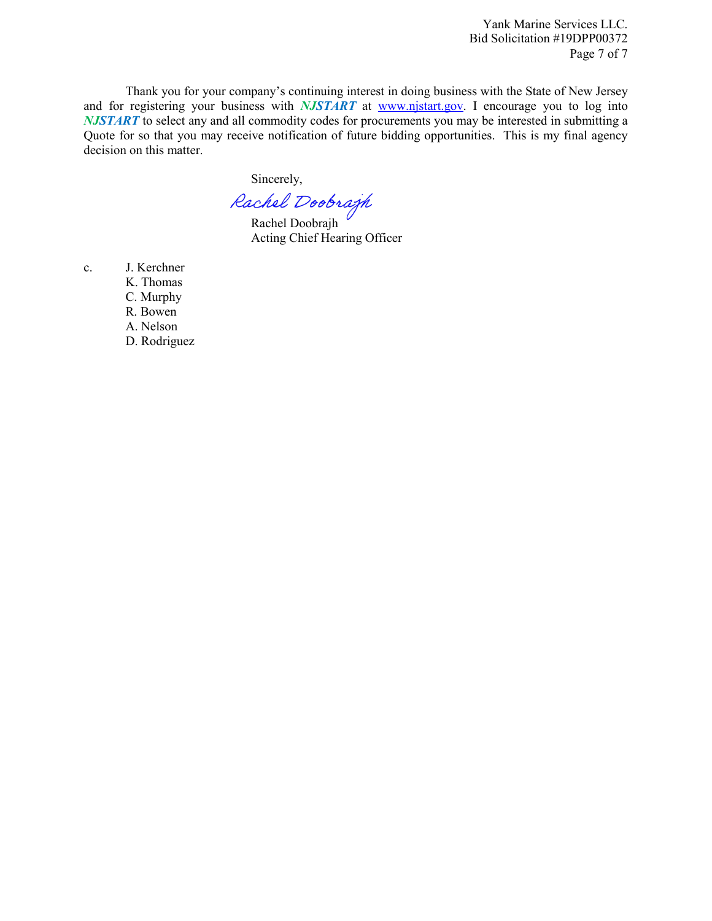Thank you for your company's continuing interest in doing business with the State of New Jersey and for registering your business with ***NJSTART*** at www.njstart.gov. I encourage you to log into ***NJSTART*** to select any and all commodity codes for procurements you may be interested in submitting a Quote for so that you may receive notification of future bidding opportunities. This is my final agency decision on this matter.

Sincerely,

*Rachel Doobrajh*

Rachel Doobrajh
Acting Chief Hearing Officer

c. J. Kerchner
K. Thomas
C. Murphy
R. Bowen
A. Nelson
D. Rodriguez